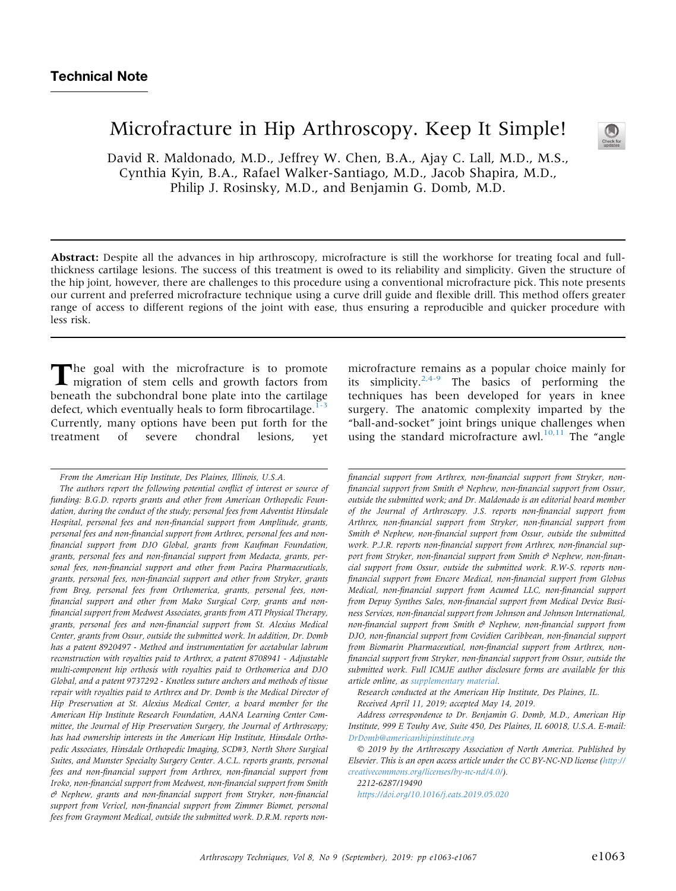## Technical Note

# Microfracture in Hip Arthroscopy. Keep It Simple!

David R. Maldonado, M.D., Jeffrey W. Chen, B.A., Ajay C. Lall, M.D., M.S., Cynthia Kyin, B.A., Rafael Walker-Santiago, M.D., Jacob Shapira, M.D., Philip J. Rosinsky, M.D., and Benjamin G. Domb, M.D.

**Abstract:** Despite all the advances in hip arthroscopy, microfracture is still the workhorse for treating focal and full-thickness cartilage lesions. The success of this treatment is owed to its reliability and simplicity. Given the structure of the hip joint, however, there are challenges to this procedure using a conventional microfracture pick. This note presents our current and preferred microfracture technique using a curve drill guide and flexible drill. This method offers greater range of access to different regions of the joint with ease, thus ensuring a reproducible and quicker procedure with less risk.

The goal with the microfracture is to promote migration of stem cells and growth factors from beneath the subchondral bone plate into the cartilage defect, which eventually heals to form fibrocartilage.[1-3] Currently, many options have been put forth for the treatment of severe chondral lesions, yet microfracture remains as a popular choice mainly for its simplicity.[2,4-9] The basics of performing the techniques has been developed for years in knee surgery. The anatomic complexity imparted by the "ball-and-socket" joint brings unique challenges when using the standard microfracture awl.[10,11] The "angle

*From the American Hip Institute, Des Plaines, Illinois, U.S.A.*

*The authors report the following potential conflict of interest or source of funding: B.G.D. reports grants and other from American Orthopedic Foundation, during the conduct of the study; personal fees from Adventist Hinsdale Hospital, personal fees and non-financial support from Amplitude, grants, personal fees and non-financial support from Arthrex, personal fees and non-financial support from DJO Global, grants from Kaufman Foundation, grants, personal fees and non-financial support from Medacta, grants, personal fees, non-financial support and other from Pacira Pharmaceuticals, grants, personal fees, non-financial support and other from Stryker, grants from Breg, personal fees from Orthomerica, grants, personal fees, non-financial support and other from Mako Surgical Corp, grants and non-financial support from Medwest Associates, grants from ATI Physical Therapy, grants, personal fees and non-financial support from St. Alexius Medical Center, grants from Ossur, outside the submitted work. In addition, Dr. Domb has a patent 8920497 - Method and instrumentation for acetabular labrum reconstruction with royalties paid to Arthrex, a patent 8708941 - Adjustable multi-component hip orthosis with royalties paid to Orthomerica and DJO Global, and a patent 9737292 - Knotless suture anchors and methods of tissue repair with royalties paid to Arthrex and Dr. Domb is the Medical Director of Hip Preservation at St. Alexius Medical Center, a board member for the American Hip Institute Research Foundation, AANA Learning Center Committee, the Journal of Hip Preservation Surgery, the Journal of Arthroscopy; has had ownership interests in the American Hip Institute, Hinsdale Orthopedic Associates, Hinsdale Orthopedic Imaging, SCD#3, North Shore Surgical Suites, and Munster Specialty Surgery Center. A.C.L. reports grants, personal fees and non-financial support from Arthrex, non-financial support from Iroko, non-financial support from Medwest, non-financial support from Smith & Nephew, grants and non-financial support from Stryker, non-financial support from Vericel, non-financial support from Zimmer Biomet, personal fees from Graymont Medical, outside the submitted work. D.R.M. reports non-financial support from Arthrex, non-financial support from Stryker, non-financial support from Smith & Nephew, non-financial support from Ossur, outside the submitted work; and Dr. Maldonado is an editorial board member of the Journal of Arthroscopy. J.S. reports non-financial support from Arthrex, non-financial support from Stryker, non-financial support from Smith & Nephew, non-financial support from Ossur, outside the submitted work. P.J.R. reports non-financial support from Arthrex, non-financial support from Stryker, non-financial support from Smith & Nephew, non-financial support from Ossur, outside the submitted work. R.W-S. reports non-financial support from Encore Medical, non-financial support from Globus Medical, non-financial support from Acumed LLC, non-financial support from Depuy Synthes Sales, non-financial support from Medical Device Business Services, non-financial support from Johnson and Johnson International, non-financial support from Smith & Nephew, non-financial support from DJO, non-financial support from Covidien Caribbean, non-financial support from Biomarin Pharmaceutical, non-financial support from Arthrex, non-financial support from Stryker, non-financial support from Ossur, outside the submitted work. Full ICMJE author disclosure forms are available for this article online, as supplementary material.*

*Research conducted at the American Hip Institute, Des Plaines, IL.*

*Received April 11, 2019; accepted May 14, 2019.*

*Address correspondence to Dr. Benjamin G. Domb, M.D., American Hip Institute, 999 E Touhy Ave, Suite 450, Des Plaines, IL 60018, U.S.A. E-mail: DrDomb@americanhipinstitute.org*

*© 2019 by the Arthroscopy Association of North America. Published by Elsevier. This is an open access article under the CC BY-NC-ND license (http://creativecommons.org/licenses/by-nc-nd/4.0/).*

*2212-6287/19490*

*https://doi.org/10.1016/j.eats.2019.05.020*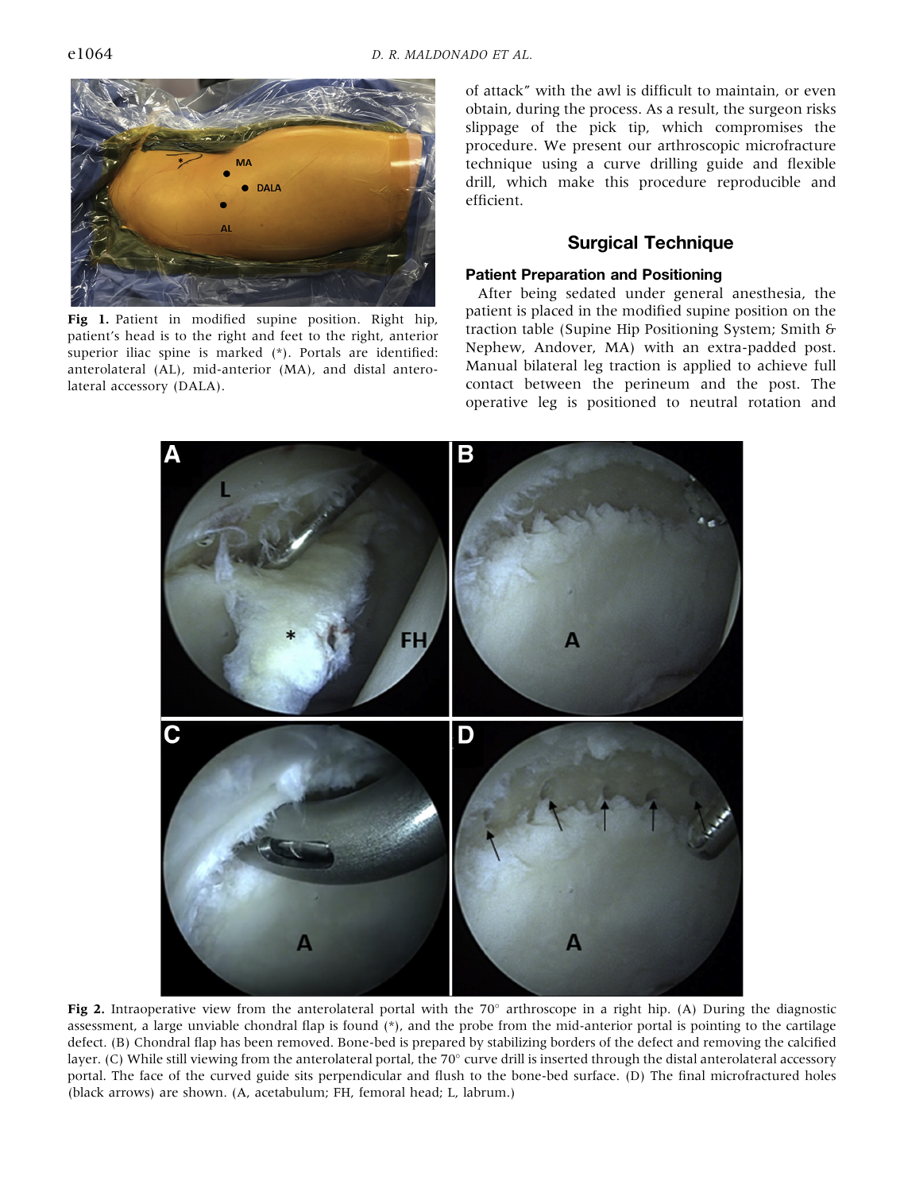Fig 1. Patient in modified supine position. Right hip, patient's head is to the right and feet to the right, anterior superior iliac spine is marked (*). Portals are identified: anterolateral (AL), mid-anterior (MA), and distal anterolateral accessory (DALA).

of attack" with the awl is difficult to maintain, or even obtain, during the process. As a result, the surgeon risks slippage of the pick tip, which compromises the procedure. We present our arthroscopic microfracture technique using a curve drilling guide and flexible drill, which make this procedure reproducible and efficient.

## Surgical Technique

### Patient Preparation and Positioning

After being sedated under general anesthesia, the patient is placed in the modified supine position on the traction table (Supine Hip Positioning System; Smith & Nephew, Andover, MA) with an extra-padded post. Manual bilateral leg traction is applied to achieve full contact between the perineum and the post. The operative leg is positioned to neutral rotation and

Fig 2. Intraoperative view from the anterolateral portal with the 70° arthroscope in a right hip. (A) During the diagnostic assessment, a large unviable chondral flap is found (*), and the probe from the mid-anterior portal is pointing to the cartilage defect. (B) Chondral flap has been removed. Bone-bed is prepared by stabilizing borders of the defect and removing the calcified layer. (C) While still viewing from the anterolateral portal, the 70° curve drill is inserted through the distal anterolateral accessory portal. The face of the curved guide sits perpendicular and flush to the bone-bed surface. (D) The final microfractured holes (black arrows) are shown. (A, acetabulum; FH, femoral head; L, labrum.)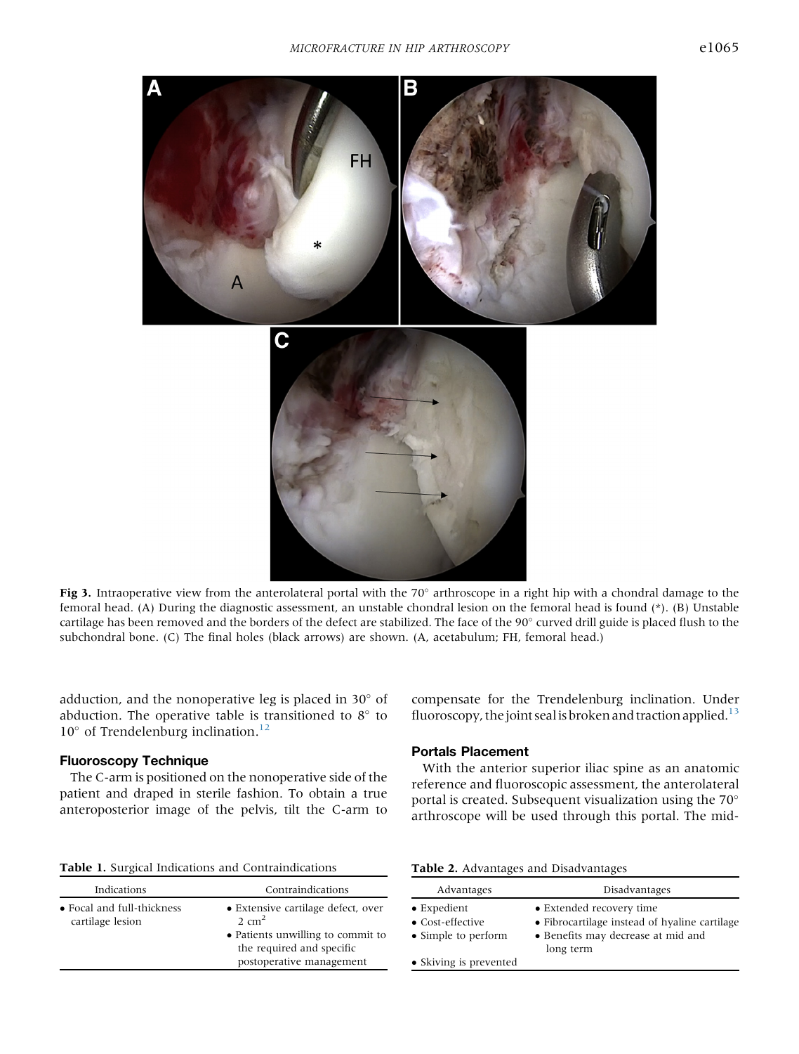Fig 3. Intraoperative view from the anterolateral portal with the 70° arthroscope in a right hip with a chondral damage to the femoral head. (A) During the diagnostic assessment, an unstable chondral lesion on the femoral head is found (*). (B) Unstable cartilage has been removed and the borders of the defect are stabilized. The face of the 90° curved drill guide is placed flush to the subchondral bone. (C) The final holes (black arrows) are shown. (A, acetabulum; FH, femoral head.)

adduction, and the nonoperative leg is placed in 30° of abduction. The operative table is transitioned to 8° to 10° of Trendelenburg inclination.[12]

### Fluoroscopy Technique

The C-arm is positioned on the nonoperative side of the patient and draped in sterile fashion. To obtain a true anteroposterior image of the pelvis, tilt the C-arm to compensate for the Trendelenburg inclination. Under fluoroscopy, the joint seal is broken and traction applied.[13]

### Portals Placement

With the anterior superior iliac spine as an anatomic reference and fluoroscopic assessment, the anterolateral portal is created. Subsequent visualization using the 70° arthroscope will be used through this portal. The mid-

**Table 1.** Surgical Indications and Contraindications

| Indications | Contraindications |
| --- | --- |
| • Focal and full-thickness cartilage lesion | • Extensive cartilage defect, over 2 $cm^2$ |
| | • Patients unwilling to commit to the required and specific postoperative management |

**Table 2.** Advantages and Disadvantages

| Advantages | Disadvantages |
| --- | --- |
| • Expedient | • Extended recovery time |
| • Cost-effective | • Fibrocartilage instead of hyaline cartilage |
| • Simple to perform | • Benefits may decrease at mid and long term |
| • Skiving is prevented | |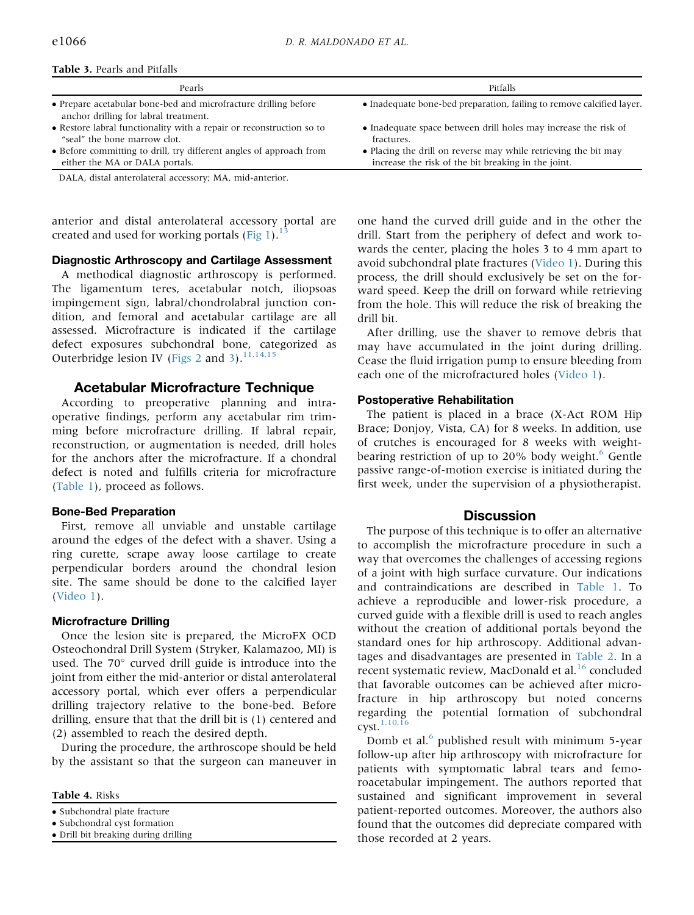**Table 3.** Pearls and Pitfalls

| Pearls | Pitfalls |
| --- | --- |
| • Prepare acetabular bone-bed and microfracture drilling before anchor drilling for labral treatment. | • Inadequate bone-bed preparation, failing to remove calcified layer. |
| • Restore labral functionality with a repair or reconstruction so to "seal" the bone marrow clot. | • Inadequate space between drill holes may increase the risk of fractures. |
| • Before committing to drill, try different angles of approach from either the MA or DALA portals. | • Placing the drill on reverse may while retrieving the bit may increase the risk of the bit breaking in the joint. |

DALA, distal anterolateral accessory; MA, mid-anterior.

anterior and distal anterolateral accessory portal are created and used for working portals (Fig 1).[13]

### Diagnostic Arthroscopy and Cartilage Assessment

A methodical diagnostic arthroscopy is performed. The ligamentum teres, acetabular notch, iliopsoas impingement sign, labral/chondrolabral junction condition, and femoral and acetabular cartilage are all assessed. Microfracture is indicated if the cartilage defect exposures subchondral bone, categorized as Outerbridge lesion IV (Figs 2 and 3).[11,14,15]

## Acetabular Microfracture Technique

According to preoperative planning and intraoperative findings, perform any acetabular rim trimming before microfracture drilling. If labral repair, reconstruction, or augmentation is needed, drill holes for the anchors after the microfracture. If a chondral defect is noted and fulfills criteria for microfracture (Table 1), proceed as follows.

### Bone-Bed Preparation

First, remove all unviable and unstable cartilage around the edges of the defect with a shaver. Using a ring curette, scrape away loose cartilage to create perpendicular borders around the chondral lesion site. The same should be done to the calcified layer (Video 1).

### Microfracture Drilling

Once the lesion site is prepared, the MicroFX OCD Osteochondral Drill System (Stryker, Kalamazoo, MI) is used. The 70° curved drill guide is introduce into the joint from either the mid-anterior or distal anterolateral accessory portal, which ever offers a perpendicular drilling trajectory relative to the bone-bed. Before drilling, ensure that that the drill bit is (1) centered and (2) assembled to reach the desired depth.

During the procedure, the arthroscope should be held by the assistant so that the surgeon can maneuver in one hand the curved drill guide and in the other the drill. Start from the periphery of defect and work towards the center, placing the holes 3 to 4 mm apart to avoid subchondral plate fractures (Video 1). During this process, the drill should exclusively be set on the forward speed. Keep the drill on forward while retrieving from the hole. This will reduce the risk of breaking the drill bit.

After drilling, use the shaver to remove debris that may have accumulated in the joint during drilling. Cease the fluid irrigation pump to ensure bleeding from each one of the microfractured holes (Video 1).

**Table 4.** Risks

| |
| --- |
| • Subchondral plate fracture |
| • Subchondral cyst formation |
| • Drill bit breaking during drilling |

### Postoperative Rehabilitation

The patient is placed in a brace (X-Act ROM Hip Brace; Donjoy, Vista, CA) for 8 weeks. In addition, use of crutches is encouraged for 8 weeks with weight-bearing restriction of up to 20% body weight.[6] Gentle passive range-of-motion exercise is initiated during the first week, under the supervision of a physiotherapist.

## Discussion

The purpose of this technique is to offer an alternative to accomplish the microfracture procedure in such a way that overcomes the challenges of accessing regions of a joint with high surface curvature. Our indications and contraindications are described in Table 1. To achieve a reproducible and lower-risk procedure, a curved guide with a flexible drill is used to reach angles without the creation of additional portals beyond the standard ones for hip arthroscopy. Additional advantages and disadvantages are presented in Table 2. In a recent systematic review, MacDonald et al.[16] concluded that favorable outcomes can be achieved after microfracture in hip arthroscopy but noted concerns regarding the potential formation of subchondral cyst.[1,10,16]

Domb et al.[6] published result with minimum 5-year follow-up after hip arthroscopy with microfracture for patients with symptomatic labral tears and femoroacetabular impingement. The authors reported that sustained and significant improvement in several patient-reported outcomes. Moreover, the authors also found that the outcomes did depreciate compared with those recorded at 2 years.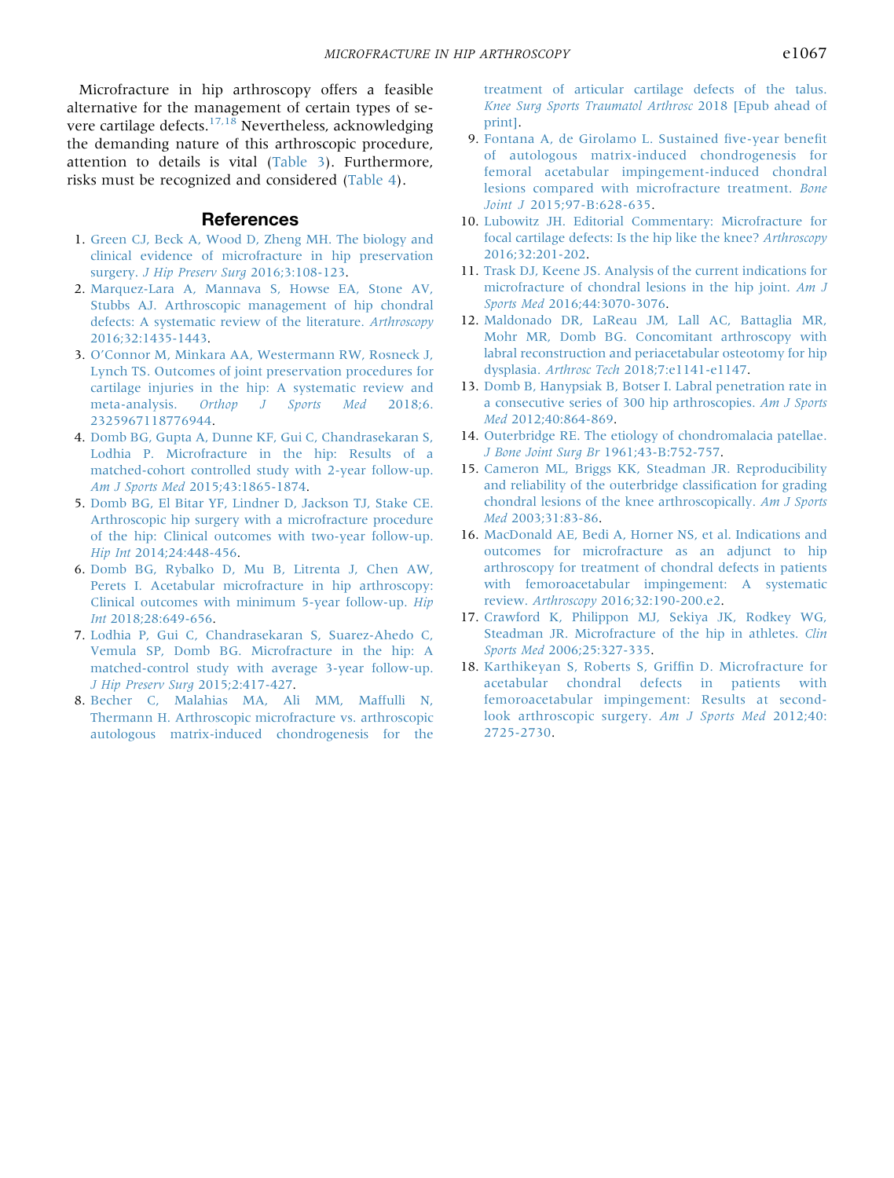Microfracture in hip arthroscopy offers a feasible alternative for the management of certain types of severe cartilage defects.[17,18] Nevertheless, acknowledging the demanding nature of this arthroscopic procedure, attention to details is vital (Table 3). Furthermore, risks must be recognized and considered (Table 4).

## References

1. Green CJ, Beck A, Wood D, Zheng MH. The biology and clinical evidence of microfracture in hip preservation surgery. *J Hip Preserv Surg* 2016;3:108-123.
2. Marquez-Lara A, Mannava S, Howse EA, Stone AV, Stubbs AJ. Arthroscopic management of hip chondral defects: A systematic review of the literature. *Arthroscopy* 2016;32:1435-1443.
3. O'Connor M, Minkara AA, Westermann RW, Rosneck J, Lynch TS. Outcomes of joint preservation procedures for cartilage injuries in the hip: A systematic review and meta-analysis. *Orthop J Sports Med* 2018;6. 2325967118776944.
4. Domb BG, Gupta A, Dunne KF, Gui C, Chandrasekaran S, Lodhia P. Microfracture in the hip: Results of a matched-cohort controlled study with 2-year follow-up. *Am J Sports Med* 2015;43:1865-1874.
5. Domb BG, El Bitar YF, Lindner D, Jackson TJ, Stake CE. Arthroscopic hip surgery with a microfracture procedure of the hip: Clinical outcomes with two-year follow-up. *Hip Int* 2014;24:448-456.
6. Domb BG, Rybalko D, Mu B, Litrenta J, Chen AW, Perets I. Acetabular microfracture in hip arthroscopy: Clinical outcomes with minimum 5-year follow-up. *Hip Int* 2018;28:649-656.
7. Lodhia P, Gui C, Chandrasekaran S, Suarez-Ahedo C, Vemula SP, Domb BG. Microfracture in the hip: A matched-control study with average 3-year follow-up. *J Hip Preserv Surg* 2015;2:417-427.
8. Becher C, Malahias MA, Ali MM, Maffulli N, Thermann H. Arthroscopic microfracture vs. arthroscopic autologous matrix-induced chondrogenesis for the treatment of articular cartilage defects of the talus. *Knee Surg Sports Traumatol Arthrosc* 2018 [Epub ahead of print].
9. Fontana A, de Girolamo L. Sustained five-year benefit of autologous matrix-induced chondrogenesis for femoral acetabular impingement-induced chondral lesions compared with microfracture treatment. *Bone Joint J* 2015;97-B:628-635.
10. Lubowitz JH. Editorial Commentary: Microfracture for focal cartilage defects: Is the hip like the knee? *Arthroscopy* 2016;32:201-202.
11. Trask DJ, Keene JS. Analysis of the current indications for microfracture of chondral lesions in the hip joint. *Am J Sports Med* 2016;44:3070-3076.
12. Maldonado DR, LaReau JM, Lall AC, Battaglia MR, Mohr MR, Domb BG. Concomitant arthroscopy with labral reconstruction and periacetabular osteotomy for hip dysplasia. *Arthrosc Tech* 2018;7:e1141-e1147.
13. Domb B, Hanypsiak B, Botser I. Labral penetration rate in a consecutive series of 300 hip arthroscopies. *Am J Sports Med* 2012;40:864-869.
14. Outerbridge RE. The etiology of chondromalacia patellae. *J Bone Joint Surg Br* 1961;43-B:752-757.
15. Cameron ML, Briggs KK, Steadman JR. Reproducibility and reliability of the outerbridge classification for grading chondral lesions of the knee arthroscopically. *Am J Sports Med* 2003;31:83-86.
16. MacDonald AE, Bedi A, Horner NS, et al. Indications and outcomes for microfracture as an adjunct to hip arthroscopy for treatment of chondral defects in patients with femoroacetabular impingement: A systematic review. *Arthroscopy* 2016;32:190-200.e2.
17. Crawford K, Philippon MJ, Sekiya JK, Rodkey WG, Steadman JR. Microfracture of the hip in athletes. *Clin Sports Med* 2006;25:327-335.
18. Karthikeyan S, Roberts S, Griffin D. Microfracture for acetabular chondral defects in patients with femoroacetabular impingement: Results at second-look arthroscopic surgery. *Am J Sports Med* 2012;40: 2725-2730.